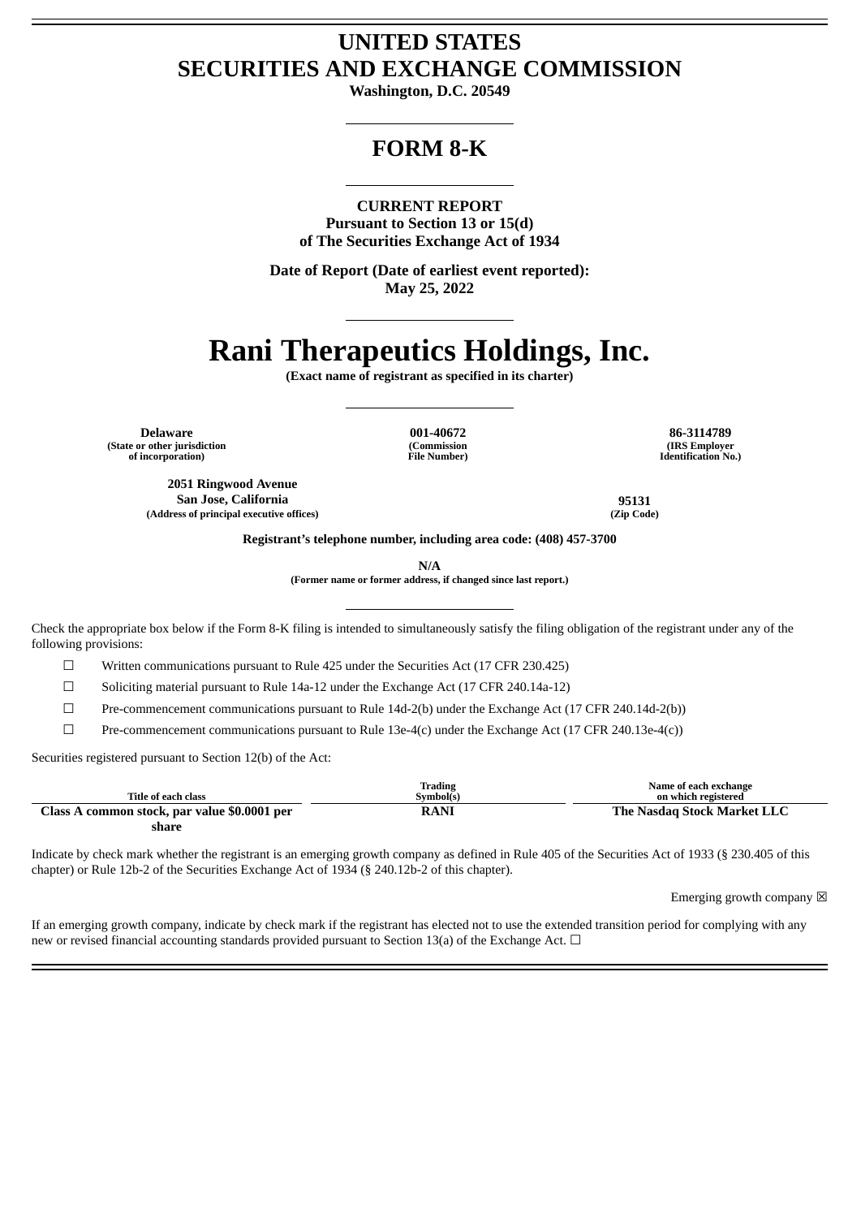# UNITED STATES
# SECURITIES AND EXCHANGE COMMISSION

**Washington, D.C. 20549**

## FORM 8-K

**CURRENT REPORT**
**Pursuant to Section 13 or 15(d)**
**of The Securities Exchange Act of 1934**

**Date of Report (Date of earliest event reported):**
**May 25, 2022**

# Rani Therapeutics Holdings, Inc.

**(Exact name of registrant as specified in its charter)**

| Delaware | 001-40672 | 86-3114789 |
|---|---|---|
| (State or other jurisdiction of incorporation) | (Commission File Number) | (IRS Employer Identification No.) |

| 2051 Ringwood Avenue San Jose, California | 95131 |
|---|---|
| (Address of principal executive offices) | (Zip Code) |

**Registrant's telephone number, including area code: (408) 457-3700**

**N/A**
**(Former name or former address, if changed since last report.)**

Check the appropriate box below if the Form 8-K filing is intended to simultaneously satisfy the filing obligation of the registrant under any of the following provisions:

☐ Written communications pursuant to Rule 425 under the Securities Act (17 CFR 230.425)

☐ Soliciting material pursuant to Rule 14a-12 under the Exchange Act (17 CFR 240.14a-12)

☐ Pre-commencement communications pursuant to Rule 14d-2(b) under the Exchange Act (17 CFR 240.14d-2(b))

☐ Pre-commencement communications pursuant to Rule 13e-4(c) under the Exchange Act (17 CFR 240.13e-4(c))

Securities registered pursuant to Section 12(b) of the Act:

| Title of each class | Trading Symbol(s) | Name of each exchange on which registered |
|---|---|---|
| **Class A common stock, par value $0.0001 per share** | **RANI** | **The Nasdaq Stock Market LLC** |

Indicate by check mark whether the registrant is an emerging growth company as defined in Rule 405 of the Securities Act of 1933 (§ 230.405 of this chapter) or Rule 12b-2 of the Securities Exchange Act of 1934 (§ 240.12b-2 of this chapter).

Emerging growth company ☒

If an emerging growth company, indicate by check mark if the registrant has elected not to use the extended transition period for complying with any new or revised financial accounting standards provided pursuant to Section 13(a) of the Exchange Act. ☐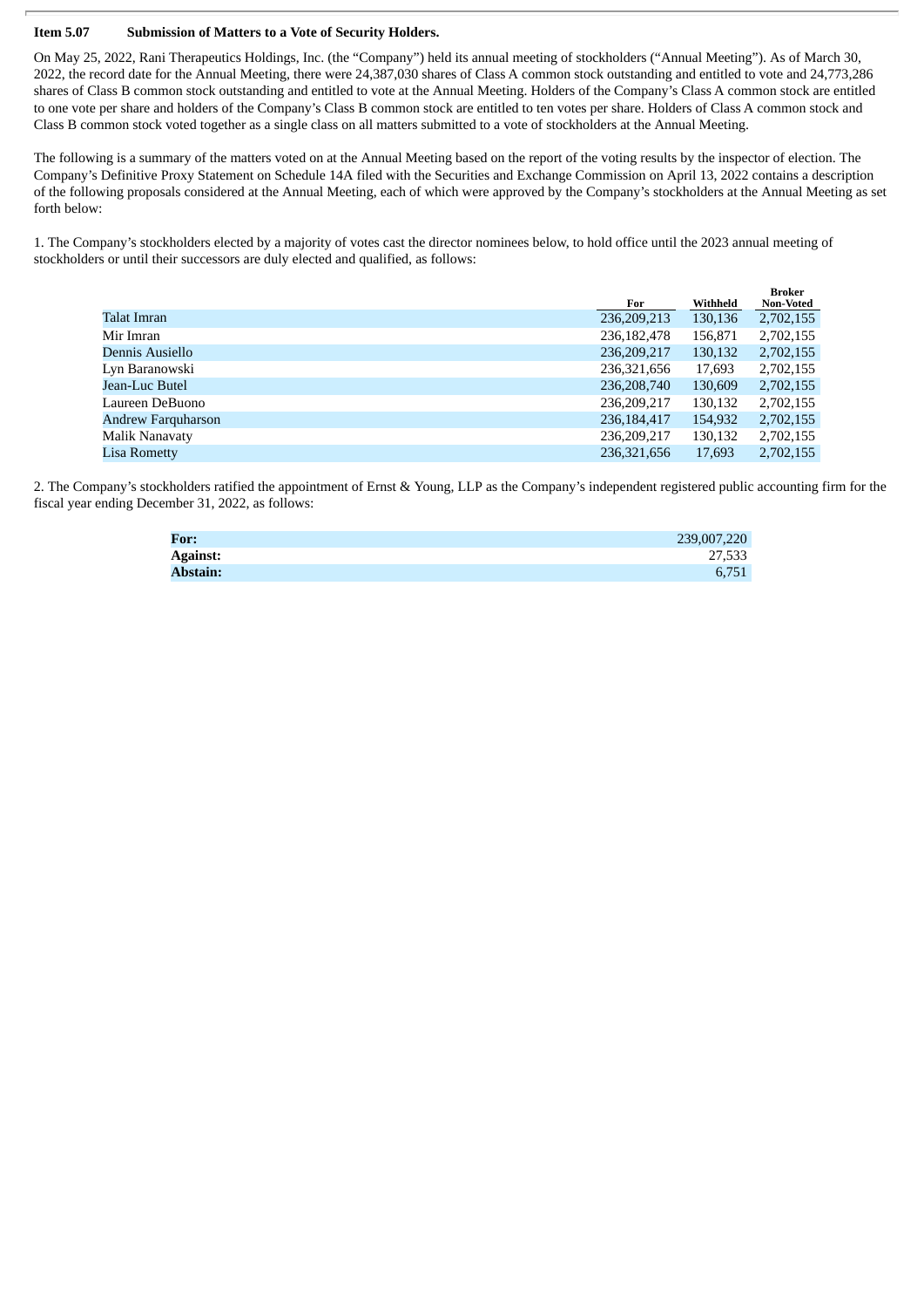**Item 5.07 Submission of Matters to a Vote of Security Holders.**

On May 25, 2022, Rani Therapeutics Holdings, Inc. (the "Company") held its annual meeting of stockholders ("Annual Meeting"). As of March 30, 2022, the record date for the Annual Meeting, there were 24,387,030 shares of Class A common stock outstanding and entitled to vote and 24,773,286 shares of Class B common stock outstanding and entitled to vote at the Annual Meeting. Holders of the Company's Class A common stock are entitled to one vote per share and holders of the Company's Class B common stock are entitled to ten votes per share. Holders of Class A common stock and Class B common stock voted together as a single class on all matters submitted to a vote of stockholders at the Annual Meeting.

The following is a summary of the matters voted on at the Annual Meeting based on the report of the voting results by the inspector of election. The Company's Definitive Proxy Statement on Schedule 14A filed with the Securities and Exchange Commission on April 13, 2022 contains a description of the following proposals considered at the Annual Meeting, each of which were approved by the Company's stockholders at the Annual Meeting as set forth below:

1. The Company's stockholders elected by a majority of votes cast the director nominees below, to hold office until the 2023 annual meeting of stockholders or until their successors are duly elected and qualified, as follows:

| | For | Withheld | Broker Non-Voted |
|---|---|---|---|
| Talat Imran | 236,209,213 | 130,136 | 2,702,155 |
| Mir Imran | 236,182,478 | 156,871 | 2,702,155 |
| Dennis Ausiello | 236,209,217 | 130,132 | 2,702,155 |
| Lyn Baranowski | 236,321,656 | 17,693 | 2,702,155 |
| Jean-Luc Butel | 236,208,740 | 130,609 | 2,702,155 |
| Laureen DeBuono | 236,209,217 | 130,132 | 2,702,155 |
| Andrew Farquharson | 236,184,417 | 154,932 | 2,702,155 |
| Malik Nanavaty | 236,209,217 | 130,132 | 2,702,155 |
| Lisa Rometty | 236,321,656 | 17,693 | 2,702,155 |

2. The Company's stockholders ratified the appointment of Ernst & Young, LLP as the Company's independent registered public accounting firm for the fiscal year ending December 31, 2022, as follows:

| | |
|---|---|
| **For:** | 239,007,220 |
| **Against:** | 27,533 |
| **Abstain:** | 6,751 |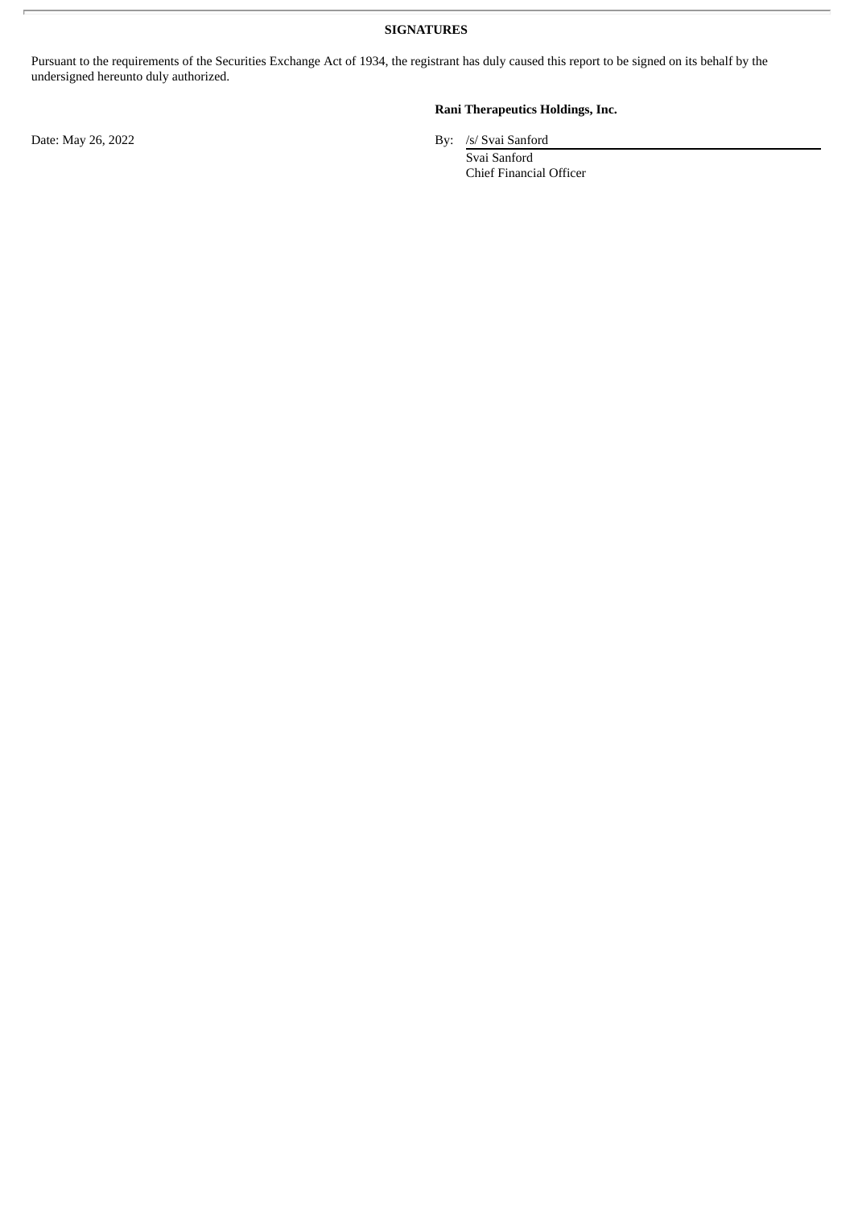## SIGNATURES

Pursuant to the requirements of the Securities Exchange Act of 1934, the registrant has duly caused this report to be signed on its behalf by the undersigned hereunto duly authorized.

**Rani Therapeutics Holdings, Inc.**

Date: May 26, 2022

By: /s/ Svai Sanford
Svai Sanford
Chief Financial Officer